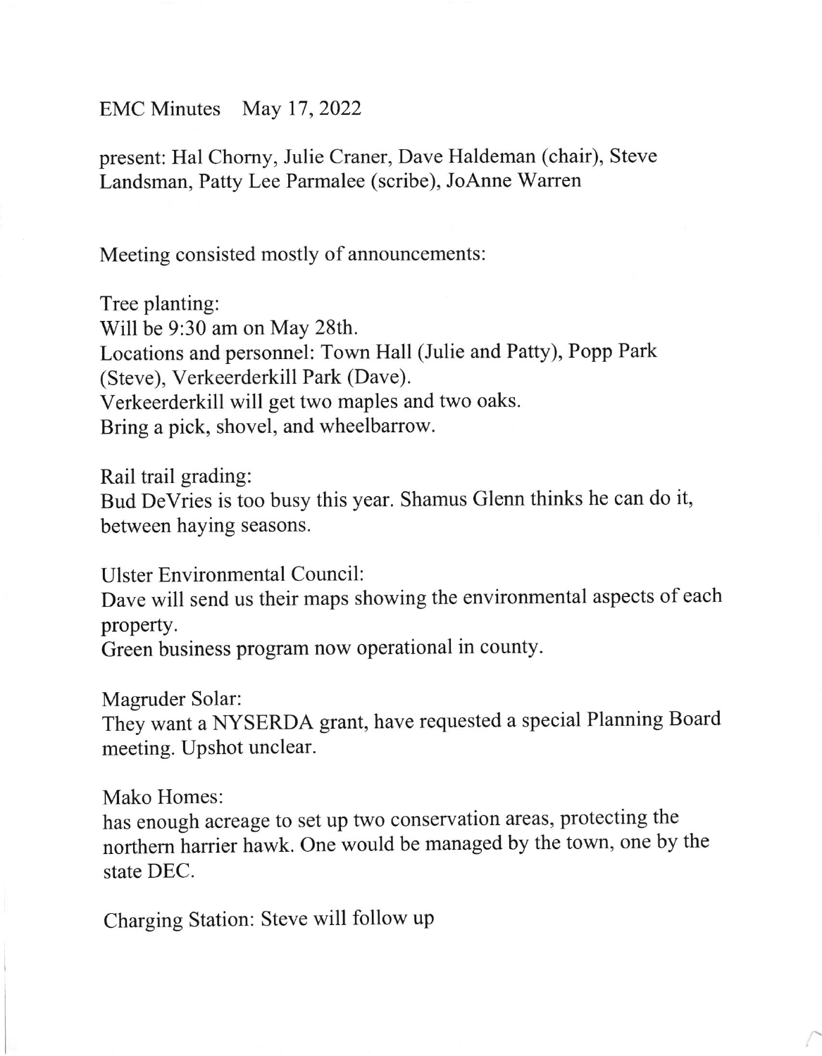EMC Minutes May 17, 2022

present: Hal Chorny, Julie Craner, Dave Haldeman (chair), Steve Landsman, Patty Lee Parmalee (scribe), JoAnne Warren

Meeting consisted mostly of announcements:

Tree planting:
Will be 9:30 am on May 28th.
Locations and personnel: Town Hall (Julie and Patty), Popp Park (Steve), Verkeerderkill Park (Dave).
Verkeerderkill will get two maples and two oaks.
Bring a pick, shovel, and wheelbarrow.

Rail trail grading:
Bud DeVries is too busy this year. Shamus Glenn thinks he can do it, between haying seasons.

Ulster Environmental Council:
Dave will send us their maps showing the environmental aspects of each property.
Green business program now operational in county.

Magruder Solar:
They want a NYSERDA grant, have requested a special Planning Board meeting. Upshot unclear.

Mako Homes:
has enough acreage to set up two conservation areas, protecting the northern harrier hawk. One would be managed by the town, one by the state DEC.

Charging Station: Steve will follow up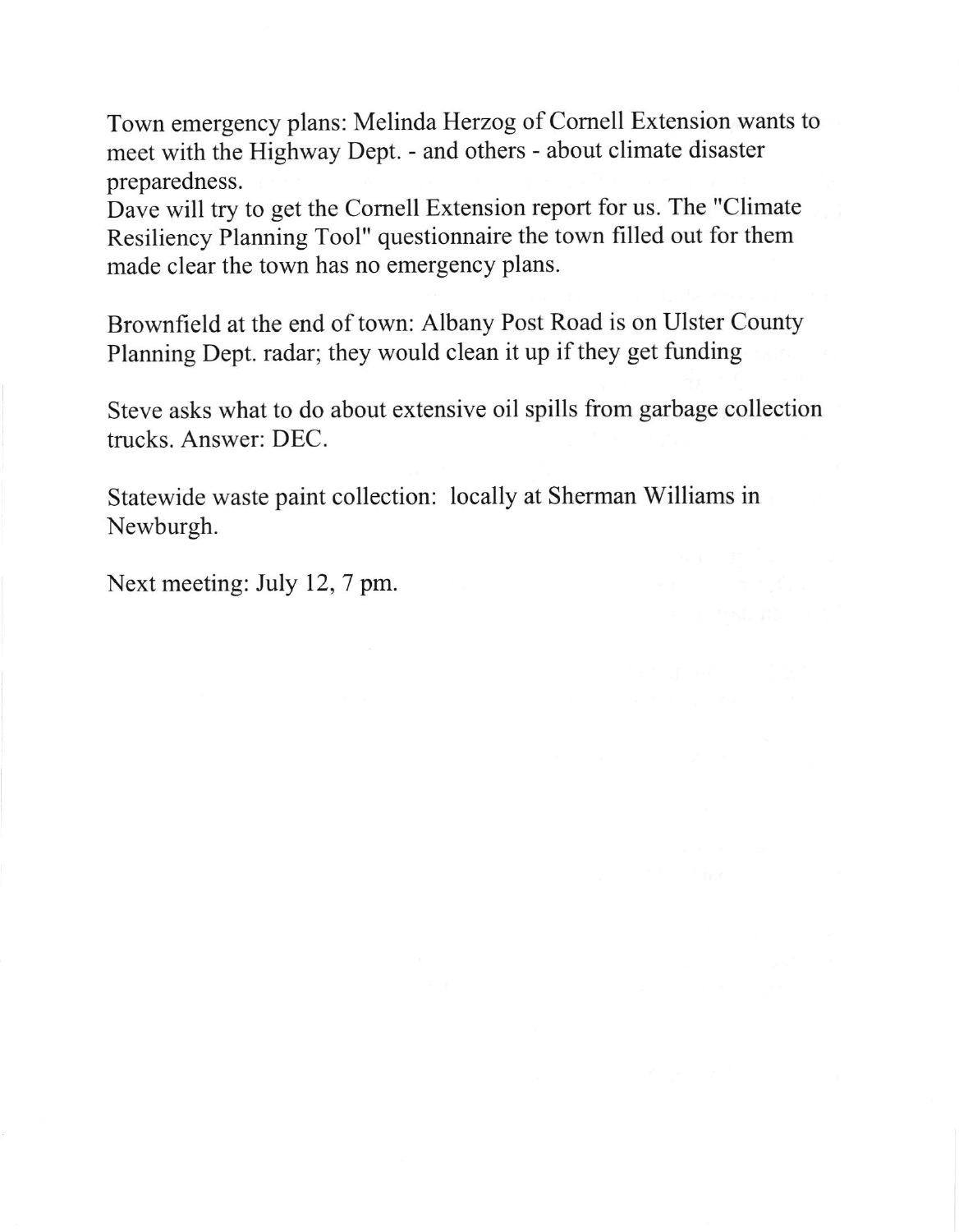Town emergency plans: Melinda Herzog of Cornell Extension wants to meet with the Highway Dept. - and others - about climate disaster preparedness.
Dave will try to get the Cornell Extension report for us. The "Climate Resiliency Planning Tool" questionnaire the town filled out for them made clear the town has no emergency plans.

Brownfield at the end of town: Albany Post Road is on Ulster County Planning Dept. radar; they would clean it up if they get funding

Steve asks what to do about extensive oil spills from garbage collection trucks. Answer: DEC.

Statewide waste paint collection: locally at Sherman Williams in Newburgh.

Next meeting: July 12, 7 pm.